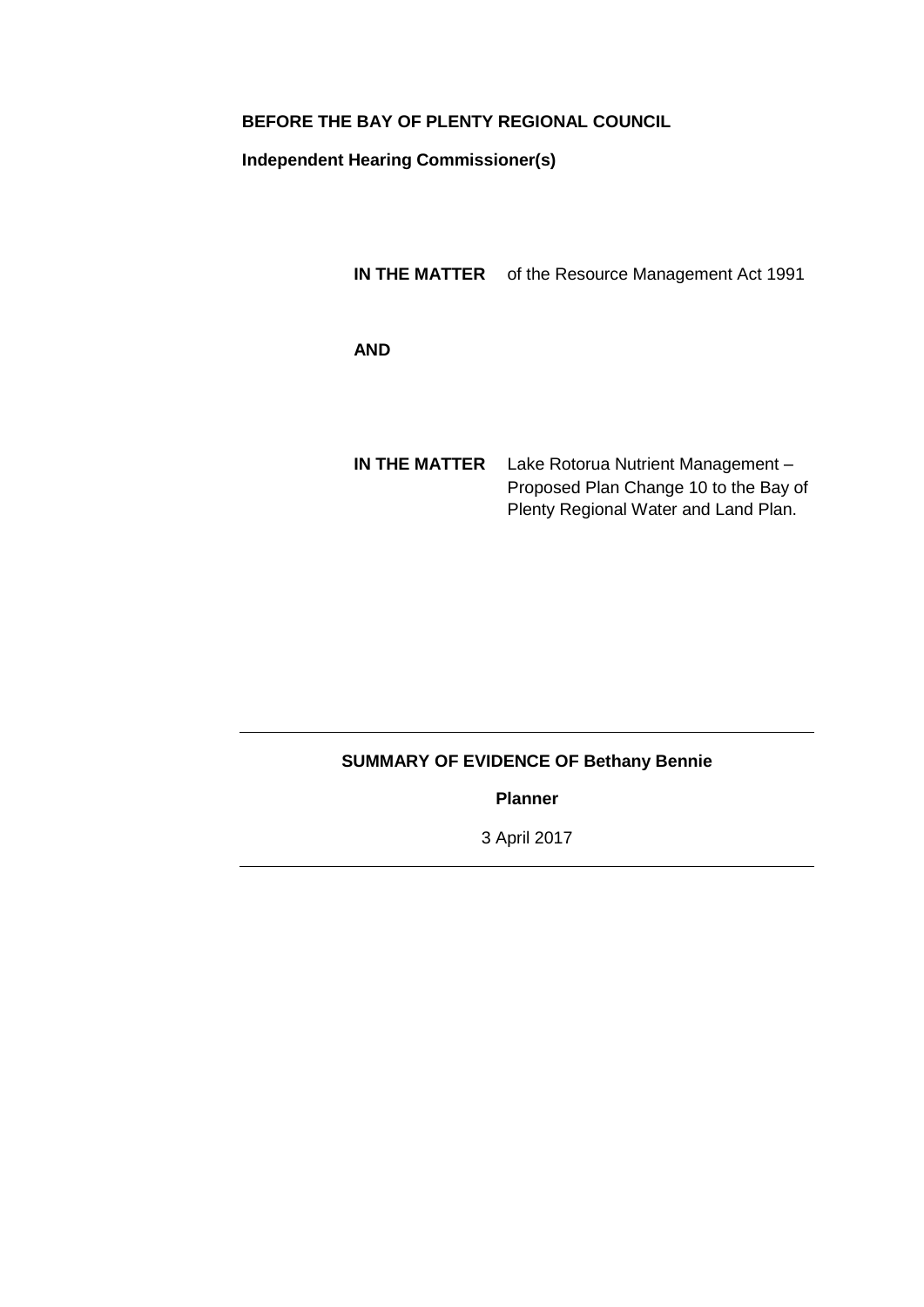**BEFORE THE BAY OF PLENTY REGIONAL COUNCIL**

**Independent Hearing Commissioner(s)**

**IN THE MATTER** of the Resource Management Act 1991

**AND**

**IN THE MATTER** Lake Rotorua Nutrient Management – Proposed Plan Change 10 to the Bay of Plenty Regional Water and Land Plan.

---

**SUMMARY OF EVIDENCE OF Bethany Bennie**

**Planner**

3 April 2017

---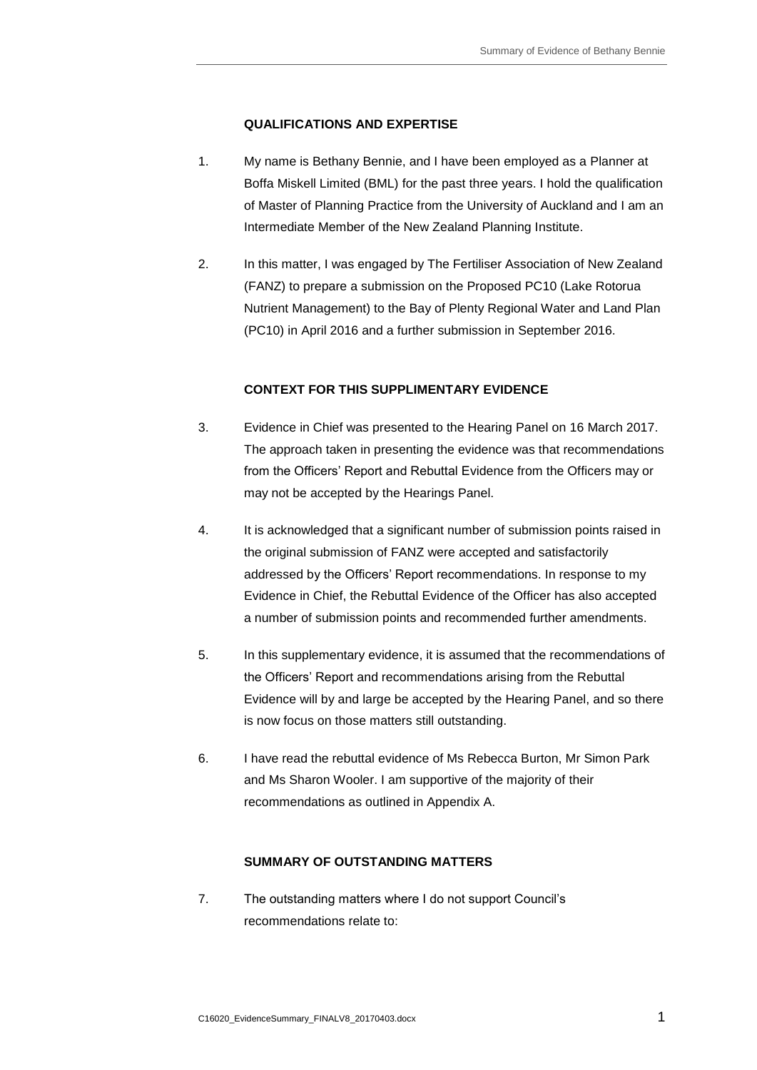### QUALIFICATIONS AND EXPERTISE

1. My name is Bethany Bennie, and I have been employed as a Planner at Boffa Miskell Limited (BML) for the past three years. I hold the qualification of Master of Planning Practice from the University of Auckland and I am an Intermediate Member of the New Zealand Planning Institute.

2. In this matter, I was engaged by The Fertiliser Association of New Zealand (FANZ) to prepare a submission on the Proposed PC10 (Lake Rotorua Nutrient Management) to the Bay of Plenty Regional Water and Land Plan (PC10) in April 2016 and a further submission in September 2016.

### CONTEXT FOR THIS SUPPLIMENTARY EVIDENCE

3. Evidence in Chief was presented to the Hearing Panel on 16 March 2017. The approach taken in presenting the evidence was that recommendations from the Officers' Report and Rebuttal Evidence from the Officers may or may not be accepted by the Hearings Panel.

4. It is acknowledged that a significant number of submission points raised in the original submission of FANZ were accepted and satisfactorily addressed by the Officers' Report recommendations. In response to my Evidence in Chief, the Rebuttal Evidence of the Officer has also accepted a number of submission points and recommended further amendments.

5. In this supplementary evidence, it is assumed that the recommendations of the Officers' Report and recommendations arising from the Rebuttal Evidence will by and large be accepted by the Hearing Panel, and so there is now focus on those matters still outstanding.

6. I have read the rebuttal evidence of Ms Rebecca Burton, Mr Simon Park and Ms Sharon Wooler. I am supportive of the majority of their recommendations as outlined in Appendix A.

### SUMMARY OF OUTSTANDING MATTERS

7. The outstanding matters where I do not support Council's recommendations relate to: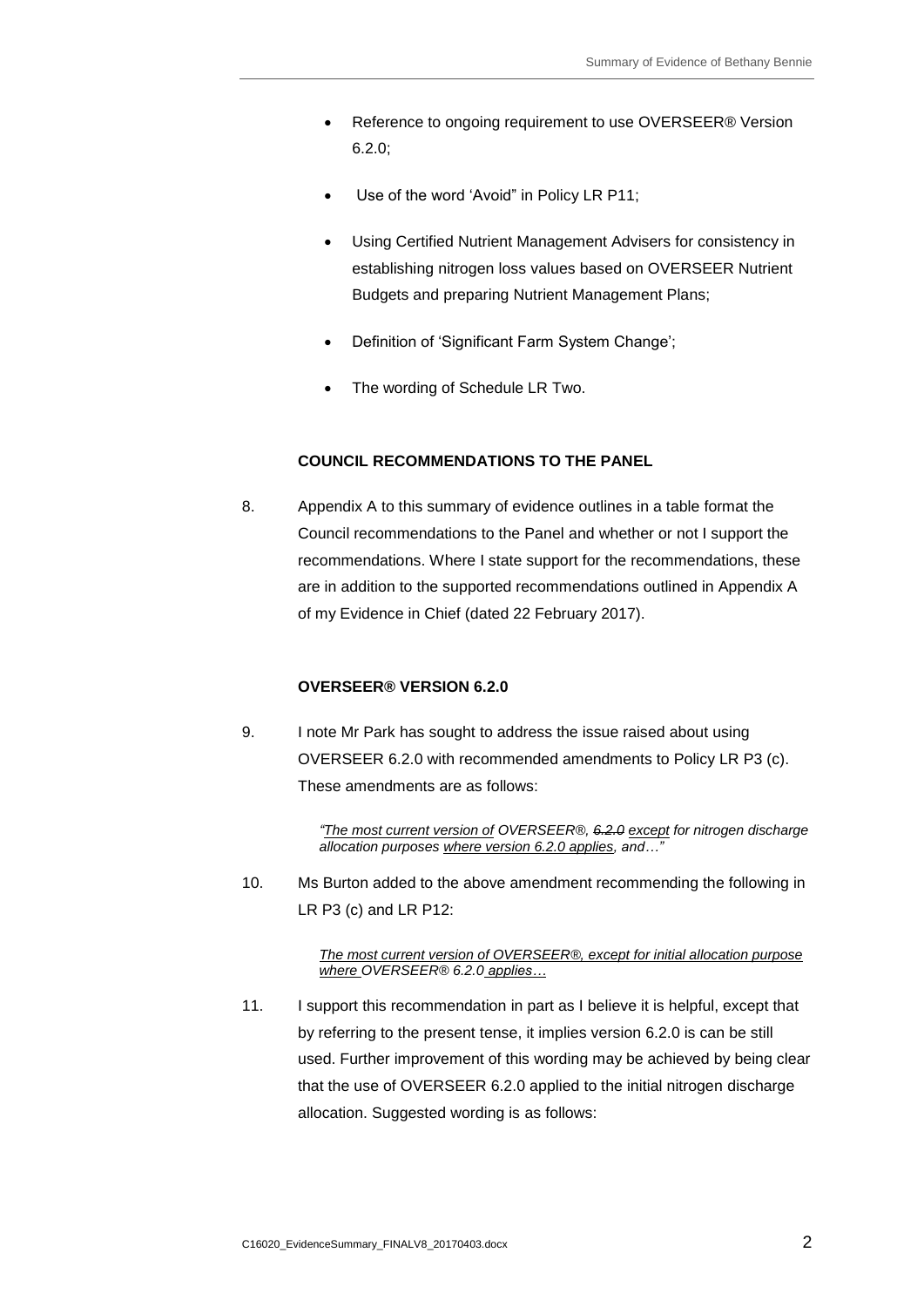- Reference to ongoing requirement to use OVERSEER® Version 6.2.0;
- Use of the word 'Avoid" in Policy LR P11;
- Using Certified Nutrient Management Advisers for consistency in establishing nitrogen loss values based on OVERSEER Nutrient Budgets and preparing Nutrient Management Plans;
- Definition of 'Significant Farm System Change';
- The wording of Schedule LR Two.

## COUNCIL RECOMMENDATIONS TO THE PANEL

8. Appendix A to this summary of evidence outlines in a table format the Council recommendations to the Panel and whether or not I support the recommendations. Where I state support for the recommendations, these are in addition to the supported recommendations outlined in Appendix A of my Evidence in Chief (dated 22 February 2017).

## OVERSEER® VERSION 6.2.0

9. I note Mr Park has sought to address the issue raised about using OVERSEER 6.2.0 with recommended amendments to Policy LR P3 (c). These amendments are as follows:

   > *"<u>The most current version of</u> OVERSEER®, ~~6.2.0~~ <u>except</u> for nitrogen discharge allocation purposes <u>where version 6.2.0 applies</u>, and…"*

10. Ms Burton added to the above amendment recommending the following in LR P3 (c) and LR P12:

    > *<u>The most current version of OVERSEER®, except for initial allocation purpose where</u> OVERSEER® 6.2.0 <u>applies…</u>*

11. I support this recommendation in part as I believe it is helpful, except that by referring to the present tense, it implies version 6.2.0 is can be still used. Further improvement of this wording may be achieved by being clear that the use of OVERSEER 6.2.0 applied to the initial nitrogen discharge allocation. Suggested wording is as follows: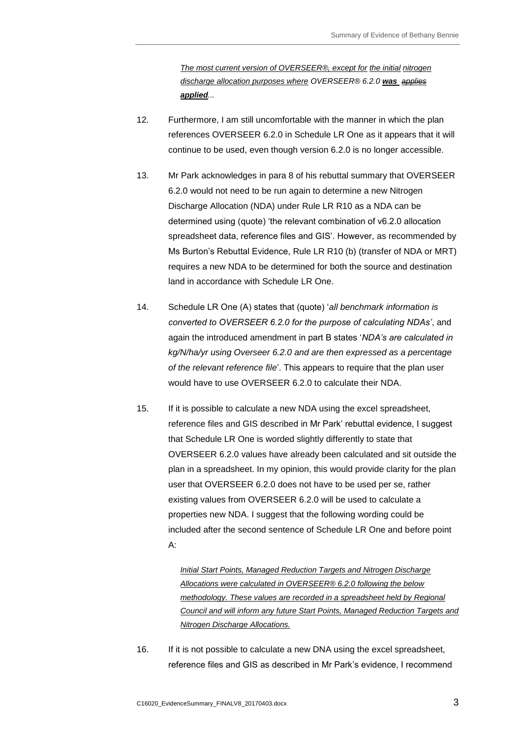*The most current version of OVERSEER®, except for the initial nitrogen discharge allocation purposes where OVERSEER® 6.2.0 **was** ~~applies~~ **applied**...*

12. Furthermore, I am still uncomfortable with the manner in which the plan references OVERSEER 6.2.0 in Schedule LR One as it appears that it will continue to be used, even though version 6.2.0 is no longer accessible.

13. Mr Park acknowledges in para 8 of his rebuttal summary that OVERSEER 6.2.0 would not need to be run again to determine a new Nitrogen Discharge Allocation (NDA) under Rule LR R10 as a NDA can be determined using (quote) 'the relevant combination of v6.2.0 allocation spreadsheet data, reference files and GIS'. However, as recommended by Ms Burton's Rebuttal Evidence, Rule LR R10 (b) (transfer of NDA or MRT) requires a new NDA to be determined for both the source and destination land in accordance with Schedule LR One.

14. Schedule LR One (A) states that (quote) '*all benchmark information is converted to OVERSEER 6.2.0 for the purpose of calculating NDAs*', and again the introduced amendment in part B states '*NDA's are calculated in kg/N/ha/yr using Overseer 6.2.0 and are then expressed as a percentage of the relevant reference file*'. This appears to require that the plan user would have to use OVERSEER 6.2.0 to calculate their NDA.

15. If it is possible to calculate a new NDA using the excel spreadsheet, reference files and GIS described in Mr Park' rebuttal evidence, I suggest that Schedule LR One is worded slightly differently to state that OVERSEER 6.2.0 values have already been calculated and sit outside the plan in a spreadsheet. In my opinion, this would provide clarity for the plan user that OVERSEER 6.2.0 does not have to be used per se, rather existing values from OVERSEER 6.2.0 will be used to calculate a properties new NDA. I suggest that the following wording could be included after the second sentence of Schedule LR One and before point A:

    *Initial Start Points, Managed Reduction Targets and Nitrogen Discharge Allocations were calculated in OVERSEER® 6.2.0 following the below methodology. These values are recorded in a spreadsheet held by Regional Council and will inform any future Start Points, Managed Reduction Targets and Nitrogen Discharge Allocations.*

16. If it is not possible to calculate a new DNA using the excel spreadsheet, reference files and GIS as described in Mr Park's evidence, I recommend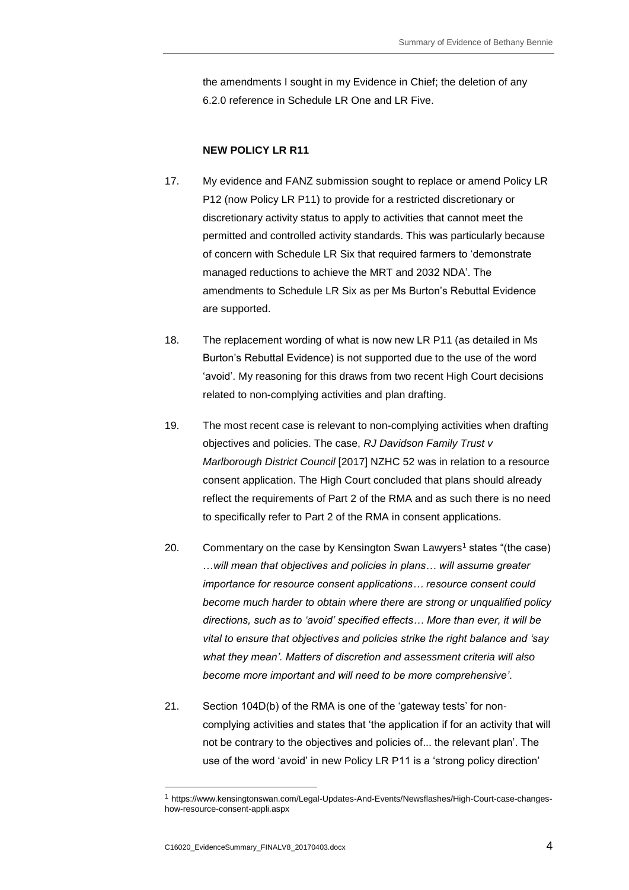the amendments I sought in my Evidence in Chief; the deletion of any 6.2.0 reference in Schedule LR One and LR Five.

**NEW POLICY LR R11**

17. My evidence and FANZ submission sought to replace or amend Policy LR P12 (now Policy LR P11) to provide for a restricted discretionary or discretionary activity status to apply to activities that cannot meet the permitted and controlled activity standards. This was particularly because of concern with Schedule LR Six that required farmers to 'demonstrate managed reductions to achieve the MRT and 2032 NDA'. The amendments to Schedule LR Six as per Ms Burton's Rebuttal Evidence are supported.

18. The replacement wording of what is now new LR P11 (as detailed in Ms Burton's Rebuttal Evidence) is not supported due to the use of the word 'avoid'. My reasoning for this draws from two recent High Court decisions related to non-complying activities and plan drafting.

19. The most recent case is relevant to non-complying activities when drafting objectives and policies. The case, *RJ Davidson Family Trust v Marlborough District Council* [2017] NZHC 52 was in relation to a resource consent application. The High Court concluded that plans should already reflect the requirements of Part 2 of the RMA and as such there is no need to specifically refer to Part 2 of the RMA in consent applications.

20. Commentary on the case by Kensington Swan Lawyers[1] states "(the case) …*will mean that objectives and policies in plans… will assume greater importance for resource consent applications… resource consent could become much harder to obtain where there are strong or unqualified policy directions, such as to 'avoid' specified effects… More than ever, it will be vital to ensure that objectives and policies strike the right balance and 'say what they mean'. Matters of discretion and assessment criteria will also become more important and will need to be more comprehensive'*.

21. Section 104D(b) of the RMA is one of the 'gateway tests' for non-complying activities and states that 'the application if for an activity that will not be contrary to the objectives and policies of... the relevant plan'. The use of the word 'avoid' in new Policy LR P11 is a 'strong policy direction'

[1] https://www.kensingtonswan.com/Legal-Updates-And-Events/Newsflashes/High-Court-case-changes-how-resource-consent-appli.aspx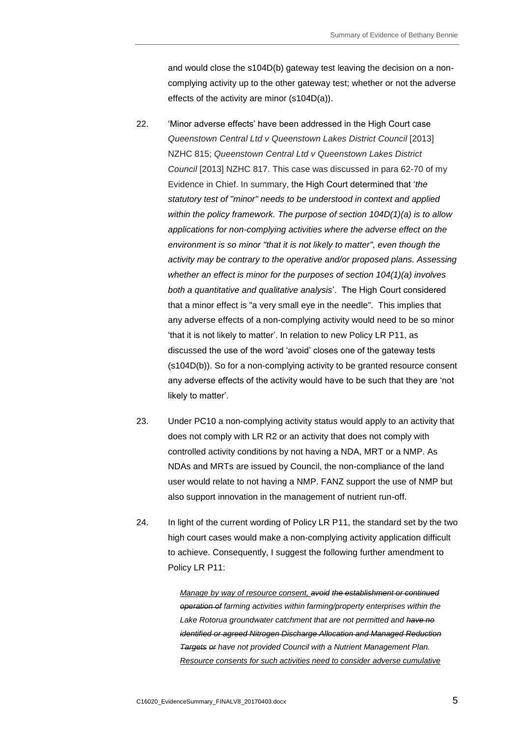and would close the s104D(b) gateway test leaving the decision on a non-complying activity up to the other gateway test; whether or not the adverse effects of the activity are minor (s104D(a)).

22. 'Minor adverse effects' have been addressed in the High Court case *Queenstown Central Ltd v Queenstown Lakes District Council* [2013] NZHC 815; *Queenstown Central Ltd v Queenstown Lakes District Council* [2013] NZHC 817. This case was discussed in para 62-70 of my Evidence in Chief. In summary, the High Court determined that '*the statutory test of "minor" needs to be understood in context and applied within the policy framework. The purpose of section 104D(1)(a) is to allow applications for non-complying activities where the adverse effect on the environment is so minor "that it is not likely to matter", even though the activity may be contrary to the operative and/or proposed plans. Assessing whether an effect is minor for the purposes of section 104(1)(a) involves both a quantitative and qualitative analysis*'. The High Court considered that a minor effect is "a very small eye in the needle". This implies that any adverse effects of a non-complying activity would need to be so minor 'that it is not likely to matter'. In relation to new Policy LR P11, as discussed the use of the word 'avoid' closes one of the gateway tests (s104D(b)). So for a non-complying activity to be granted resource consent any adverse effects of the activity would have to be such that they are 'not likely to matter'.

23. Under PC10 a non-complying activity status would apply to an activity that does not comply with LR R2 or an activity that does not comply with controlled activity conditions by not having a NDA, MRT or a NMP. As NDAs and MRTs are issued by Council, the non-compliance of the land user would relate to not having a NMP. FANZ support the use of NMP but also support innovation in the management of nutrient run-off.

24. In light of the current wording of Policy LR P11, the standard set by the two high court cases would make a non-complying activity application difficult to achieve. Consequently, I suggest the following further amendment to Policy LR P11:

> *Manage by way of resource consent, ~~avoid~~ ~~the establishment or continued operation of~~ farming activities within farming/property enterprises within the Lake Rotorua groundwater catchment that are not permitted and ~~have no identified or agreed Nitrogen Discharge Allocation and Managed Reduction Targets or~~ have not provided Council with a Nutrient Management Plan. Resource consents for such activities need to consider adverse cumulative*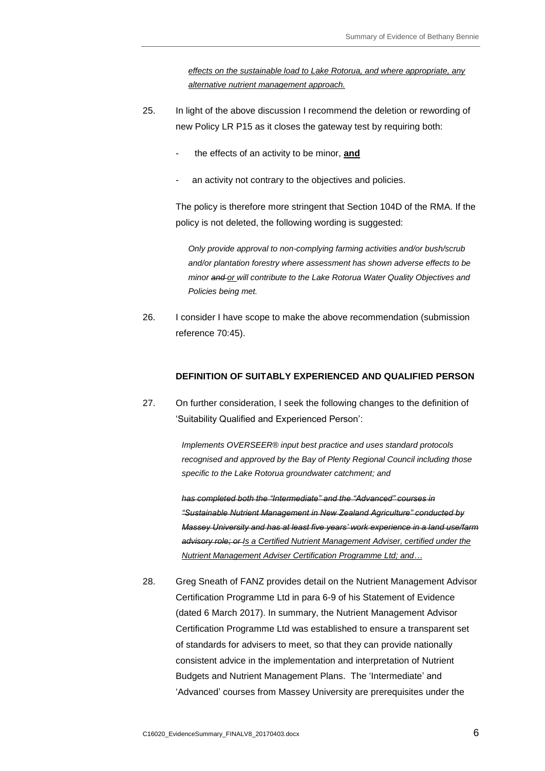*<u>effects on the sustainable load to Lake Rotorua, and where appropriate, any alternative nutrient management approach.</u>*

25. In light of the above discussion I recommend the deletion or rewording of new Policy LR P15 as it closes the gateway test by requiring both:

    - the effects of an activity to be minor, **<u>and</u>**
    - an activity not contrary to the objectives and policies.

    The policy is therefore more stringent that Section 104D of the RMA. If the policy is not deleted, the following wording is suggested:

    *Only provide approval to non-complying farming activities and/or bush/scrub and/or plantation forestry where assessment has shown adverse effects to be minor ~~and~~ <u>or</u> will contribute to the Lake Rotorua Water Quality Objectives and Policies being met.*

26. I consider I have scope to make the above recommendation (submission reference 70:45).

**DEFINITION OF SUITABLY EXPERIENCED AND QUALIFIED PERSON**

27. On further consideration, I seek the following changes to the definition of 'Suitability Qualified and Experienced Person':

    *Implements OVERSEER® input best practice and uses standard protocols recognised and approved by the Bay of Plenty Regional Council including those specific to the Lake Rotorua groundwater catchment; and*

    *~~has completed both the "Intermediate" and the "Advanced" courses in "Sustainable Nutrient Management in New Zealand Agriculture" conducted by Massey University and has at least five years' work experience in a land use/farm advisory role; or~~ <u>Is a Certified Nutrient Management Adviser, certified under the Nutrient Management Adviser Certification Programme Ltd; and…</u>*

28. Greg Sneath of FANZ provides detail on the Nutrient Management Advisor Certification Programme Ltd in para 6-9 of his Statement of Evidence (dated 6 March 2017). In summary, the Nutrient Management Advisor Certification Programme Ltd was established to ensure a transparent set of standards for advisers to meet, so that they can provide nationally consistent advice in the implementation and interpretation of Nutrient Budgets and Nutrient Management Plans. The 'Intermediate' and 'Advanced' courses from Massey University are prerequisites under the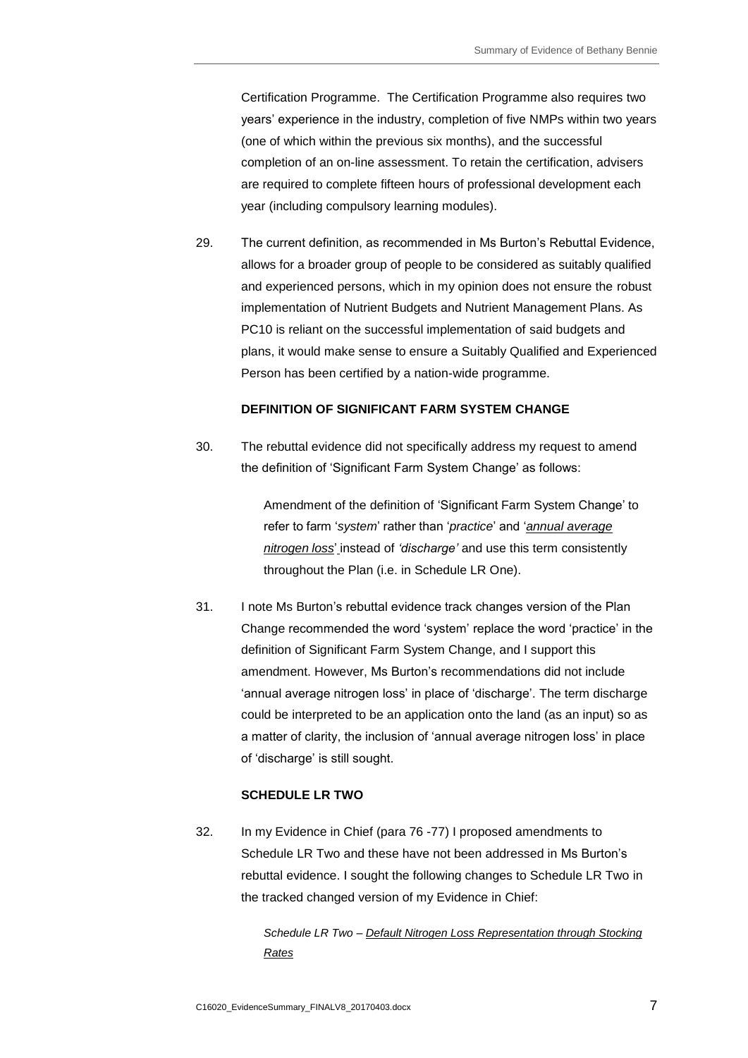Certification Programme. The Certification Programme also requires two years' experience in the industry, completion of five NMPs within two years (one of which within the previous six months), and the successful completion of an on-line assessment. To retain the certification, advisers are required to complete fifteen hours of professional development each year (including compulsory learning modules).

29. The current definition, as recommended in Ms Burton's Rebuttal Evidence, allows for a broader group of people to be considered as suitably qualified and experienced persons, which in my opinion does not ensure the robust implementation of Nutrient Budgets and Nutrient Management Plans. As PC10 is reliant on the successful implementation of said budgets and plans, it would make sense to ensure a Suitably Qualified and Experienced Person has been certified by a nation-wide programme.

**DEFINITION OF SIGNIFICANT FARM SYSTEM CHANGE**

30. The rebuttal evidence did not specifically address my request to amend the definition of 'Significant Farm System Change' as follows:

> Amendment of the definition of 'Significant Farm System Change' to refer to farm '*system*' rather than '*practice*' and '*<u>annual average nitrogen loss</u>*' instead of *'discharge'* and use this term consistently throughout the Plan (i.e. in Schedule LR One).

31. I note Ms Burton's rebuttal evidence track changes version of the Plan Change recommended the word 'system' replace the word 'practice' in the definition of Significant Farm System Change, and I support this amendment. However, Ms Burton's recommendations did not include 'annual average nitrogen loss' in place of 'discharge'. The term discharge could be interpreted to be an application onto the land (as an input) so as a matter of clarity, the inclusion of 'annual average nitrogen loss' in place of 'discharge' is still sought.

**SCHEDULE LR TWO**

32. In my Evidence in Chief (para 76 -77) I proposed amendments to Schedule LR Two and these have not been addressed in Ms Burton's rebuttal evidence. I sought the following changes to Schedule LR Two in the tracked changed version of my Evidence in Chief:

> *Schedule LR Two – <u>Default Nitrogen Loss Representation through Stocking Rates</u>*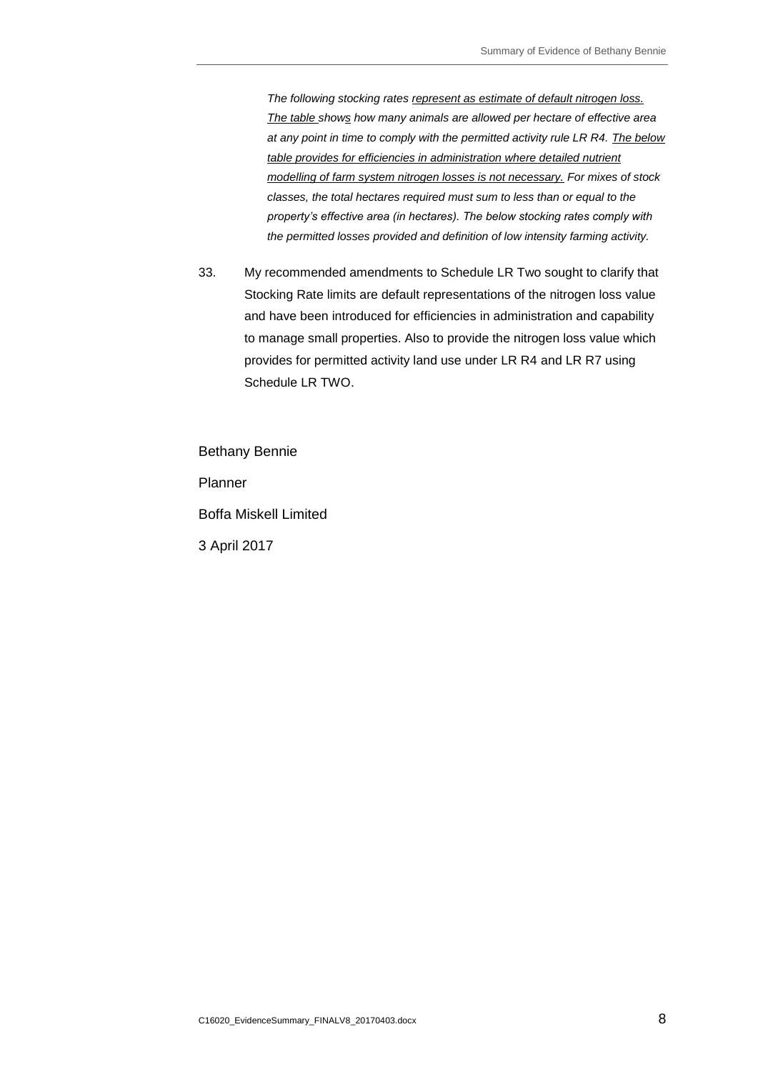> *The following stocking rates <u>represent as estimate of default nitrogen loss. The table </u>show<u>s</u> how many animals are allowed per hectare of effective area at any point in time to comply with the permitted activity rule LR R4. <u>The below table provides for efficiencies in administration where detailed nutrient modelling of farm system nitrogen losses is not necessary.</u> For mixes of stock classes, the total hectares required must sum to less than or equal to the property's effective area (in hectares). The below stocking rates comply with the permitted losses provided and definition of low intensity farming activity.*

33. My recommended amendments to Schedule LR Two sought to clarify that Stocking Rate limits are default representations of the nitrogen loss value and have been introduced for efficiencies in administration and capability to manage small properties. Also to provide the nitrogen loss value which provides for permitted activity land use under LR R4 and LR R7 using Schedule LR TWO.

Bethany Bennie

Planner

Boffa Miskell Limited

3 April 2017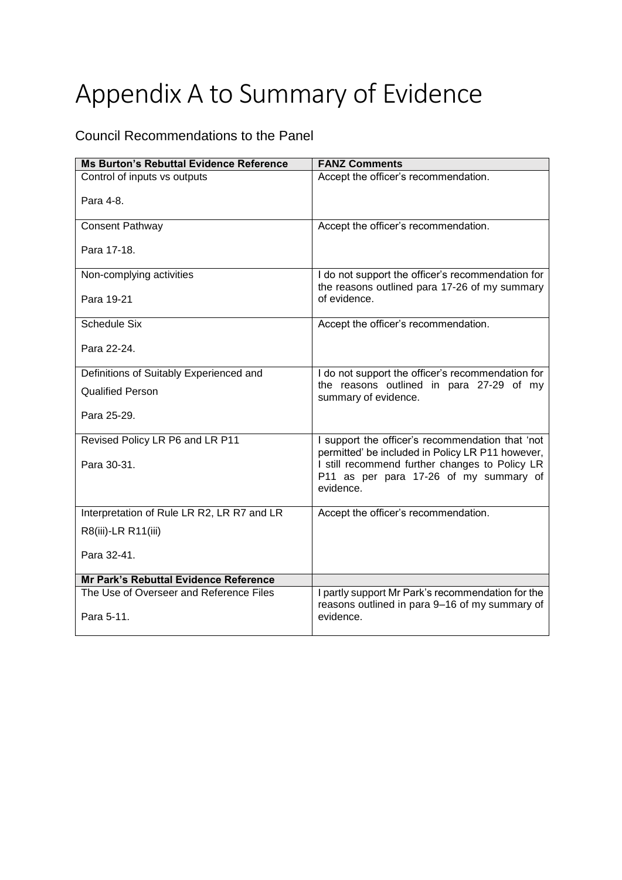# Appendix A to Summary of Evidence

## Council Recommendations to the Panel

| Ms Burton's Rebuttal Evidence Reference | FANZ Comments |
|---|---|
| Control of inputs vs outputs<br><br>Para 4-8. | Accept the officer's recommendation. |
| Consent Pathway<br><br>Para 17-18. | Accept the officer's recommendation. |
| Non-complying activities<br><br>Para 19-21 | I do not support the officer's recommendation for the reasons outlined para 17-26 of my summary of evidence. |
| Schedule Six<br><br>Para 22-24. | Accept the officer's recommendation. |
| Definitions of Suitably Experienced and<br><br>Qualified Person<br><br>Para 25-29. | I do not support the officer's recommendation for the reasons outlined in para 27-29 of my summary of evidence. |
| Revised Policy LR P6 and LR P11<br><br>Para 30-31. | I support the officer's recommendation that 'not permitted' be included in Policy LR P11 however, I still recommend further changes to Policy LR P11 as per para 17-26 of my summary of evidence. |
| Interpretation of Rule LR R2, LR R7 and LR<br><br>R8(iii)-LR R11(iii)<br><br>Para 32-41. | Accept the officer's recommendation. |
| **Mr Park's Rebuttal Evidence Reference** | |
| The Use of Overseer and Reference Files<br><br>Para 5-11. | I partly support Mr Park's recommendation for the reasons outlined in para 9–16 of my summary of evidence. |